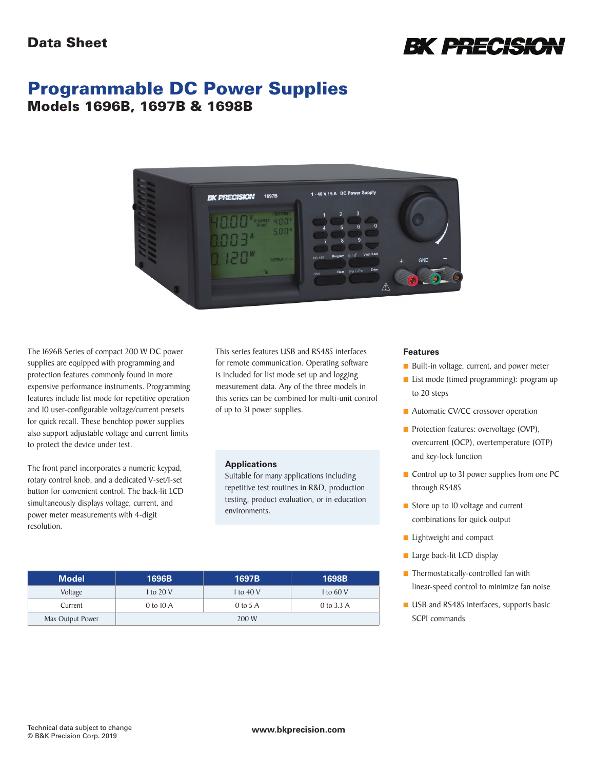Data Sheet

# Programmable DC Power Supplies

## Models 1696B, 1697B & 1698B

The 1696B Series of compact 200 W DC power supplies are equipped with programming and protection features commonly found in more expensive performance instruments. Programming features include list mode for repetitive operation and 10 user-configurable voltage/current presets for quick recall. These benchtop power supplies also support adjustable voltage and current limits to protect the device under test.

The front panel incorporates a numeric keypad, rotary control knob, and a dedicated V-set/I-set button for convenient control. The back-lit LCD simultaneously displays voltage, current, and power meter measurements with 4-digit resolution.

This series features USB and RS485 interfaces for remote communication. Operating software is included for list mode set up and logging measurement data. Any of the three models in this series can be combined for multi-unit control of up to 31 power supplies.

### Applications

Suitable for many applications including repetitive test routines in R&D, production testing, product evaluation, or in education environments.

| Model | 1696B | 1697B | 1698B |
|---|---|---|---|
| Voltage | 1 to 20 V | 1 to 40 V | 1 to 60 V |
| Current | 0 to 10 A | 0 to 5 A | 0 to 3.3 A |
| Max Output Power | | 200 W | |

### Features

- Built-in voltage, current, and power meter
- List mode (timed programming): program up to 20 steps
- Automatic CV/CC crossover operation
- Protection features: overvoltage (OVP), overcurrent (OCP), overtemperature (OTP) and key-lock function
- Control up to 31 power supplies from one PC through RS485
- Store up to 10 voltage and current combinations for quick output
- Lightweight and compact
- Large back-lit LCD display
- Thermostatically-controlled fan with linear-speed control to minimize fan noise
- USB and RS485 interfaces, supports basic SCPI commands

Technical data subject to change
© B&K Precision Corp. 2019

www.bkprecision.com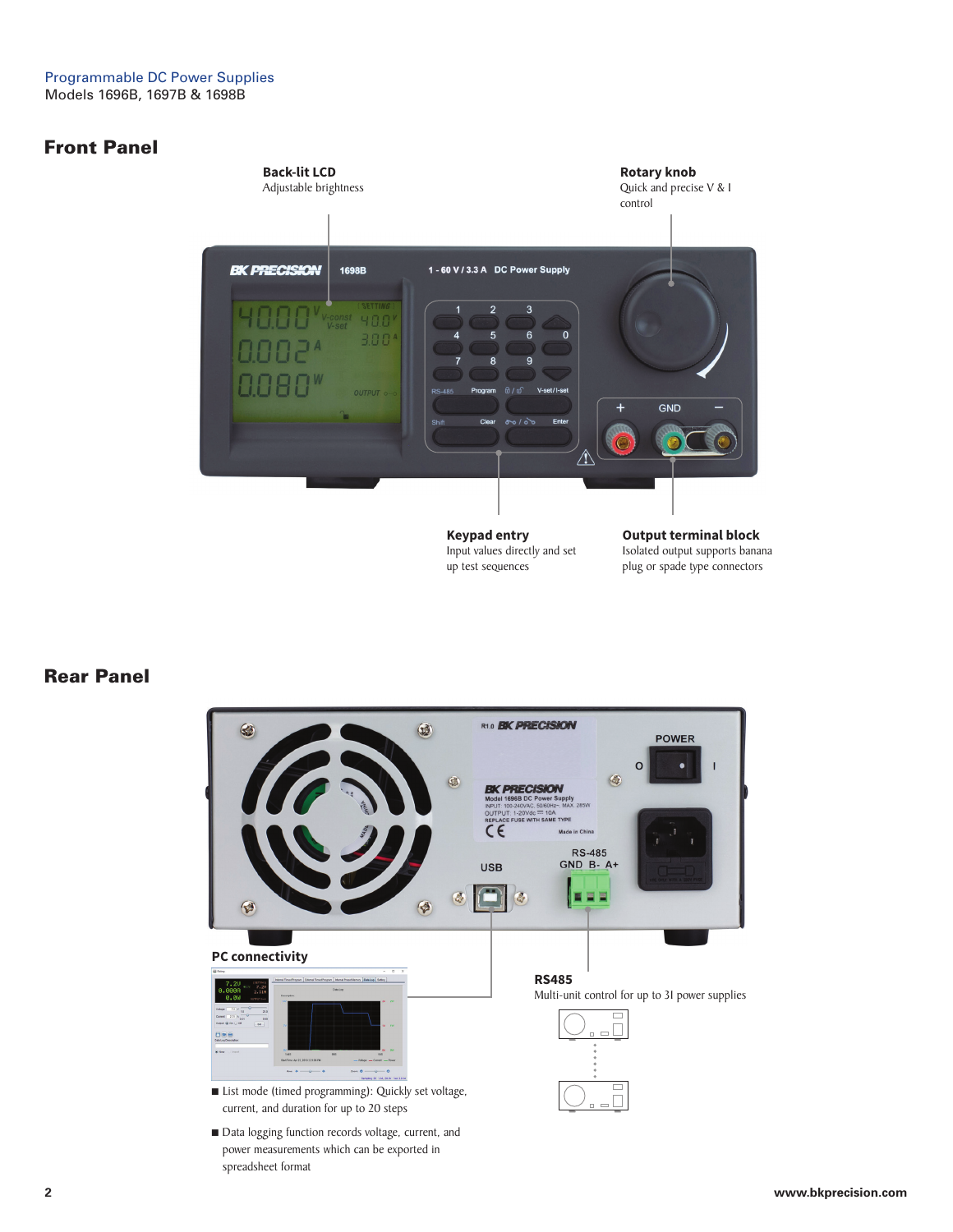Programmable DC Power Supplies
Models 1696B, 1697B & 1698B

## Front Panel

**Back-lit LCD**
Adjustable brightness

**Rotary knob**
Quick and precise V & I control

**Keypad entry**
Input values directly and set up test sequences

**Output terminal block**
Isolated output supports banana plug or spade type connectors

## Rear Panel

**PC connectivity**

- List mode (timed programming): Quickly set voltage, current, and duration for up to 20 steps
- Data logging function records voltage, current, and power measurements which can be exported in spreadsheet format

**RS485**
Multi-unit control for up to 31 power supplies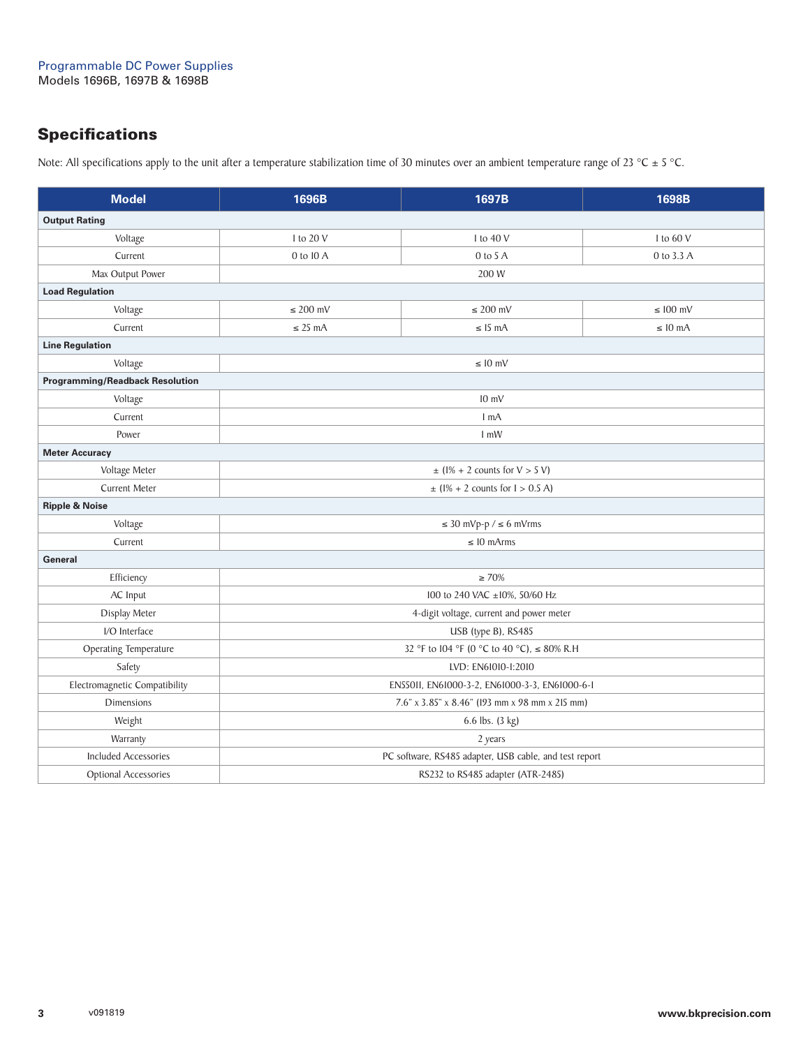## Specifications

Note: All specifications apply to the unit after a temperature stabilization time of 30 minutes over an ambient temperature range of 23 °C ± 5 °C.

| Model | 1696B | 1697B | 1698B |
|---|---|---|---|
| **Output Rating** | | | |
| Voltage | 1 to 20 V | 1 to 40 V | 1 to 60 V |
| Current | 0 to 10 A | 0 to 5 A | 0 to 3.3 A |
| Max Output Power | 200 W | | |
| **Load Regulation** | | | |
| Voltage | ≤ 200 mV | ≤ 200 mV | ≤ 100 mV |
| Current | ≤ 25 mA | ≤ 15 mA | ≤ 10 mA |
| **Line Regulation** | | | |
| Voltage | ≤ 10 mV | | |
| **Programming/Readback Resolution** | | | |
| Voltage | 10 mV | | |
| Current | 1 mA | | |
| Power | 1 mW | | |
| **Meter Accuracy** | | | |
| Voltage Meter | ± (1% + 2 counts for V > 5 V) | | |
| Current Meter | ± (1% + 2 counts for I > 0.5 A) | | |
| **Ripple & Noise** | | | |
| Voltage | ≤ 30 mVp-p / ≤ 6 mVrms | | |
| Current | ≤ 10 mArms | | |
| **General** | | | |
| Efficiency | ≥ 70% | | |
| AC Input | 100 to 240 VAC ±10%, 50/60 Hz | | |
| Display Meter | 4-digit voltage, current and power meter | | |
| I/O Interface | USB (type B), RS485 | | |
| Operating Temperature | 32 °F to 104 °F (0 °C to 40 °C), ≤ 80% R.H | | |
| Safety | LVD: EN61010-1:2010 | | |
| Electromagnetic Compatibility | EN55011, EN61000-3-2, EN61000-3-3, EN61000-6-1 | | |
| Dimensions | 7.6" x 3.85" x 8.46" (193 mm x 98 mm x 215 mm) | | |
| Weight | 6.6 lbs. (3 kg) | | |
| Warranty | 2 years | | |
| Included Accessories | PC software, RS485 adapter, USB cable, and test report | | |
| Optional Accessories | RS232 to RS485 adapter (ATR-2485) | | |

v091819